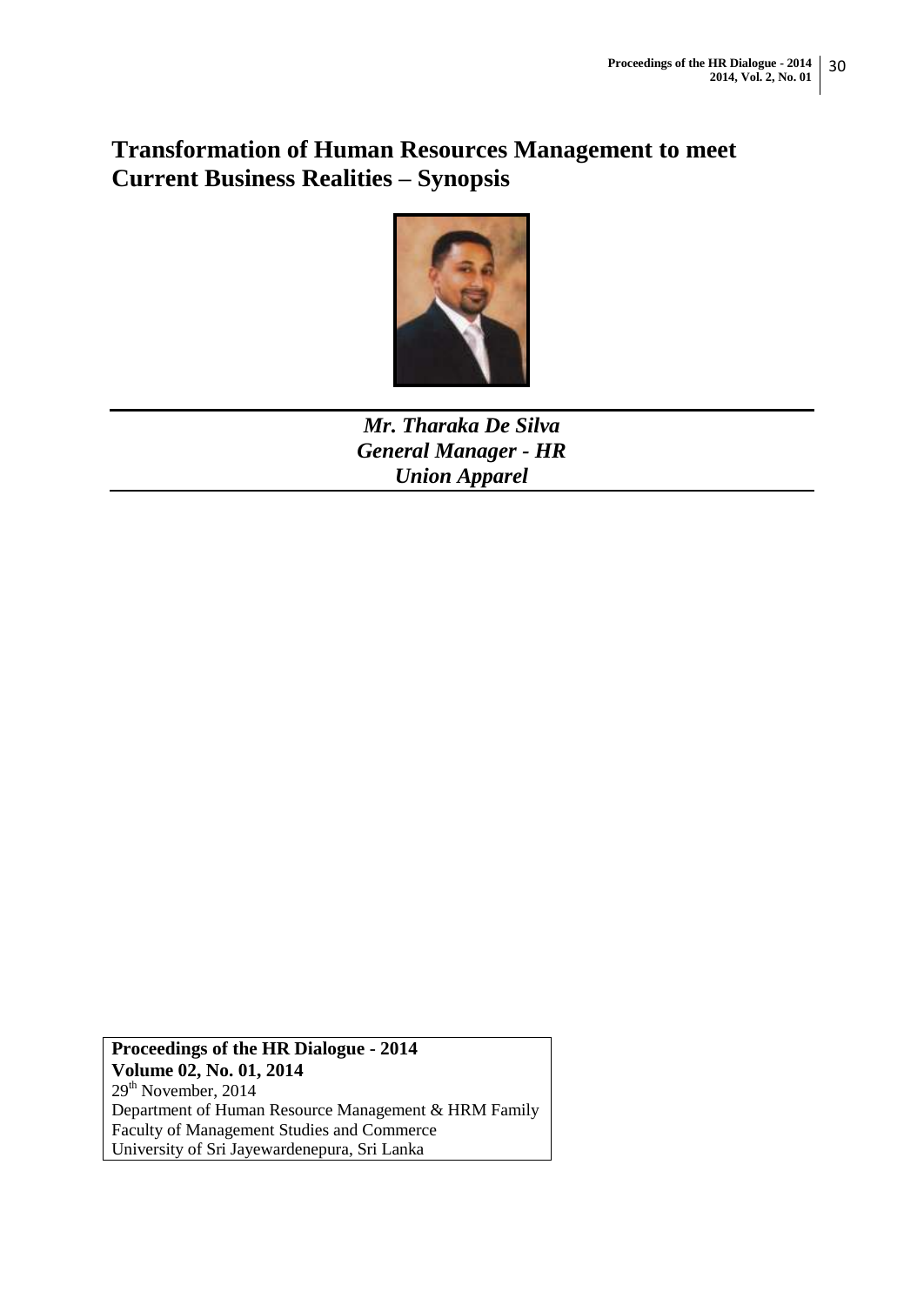# Transformation of Human Resources Management to meet Current Business Realities – Synopsis

***Mr. Tharaka De Silva***
***General Manager - HR***
***Union Apparel***

**Proceedings of the HR Dialogue - 2014**
**Volume 02, No. 01, 2014**
29th November, 2014
Department of Human Resource Management & HRM Family
Faculty of Management Studies and Commerce
University of Sri Jayewardenepura, Sri Lanka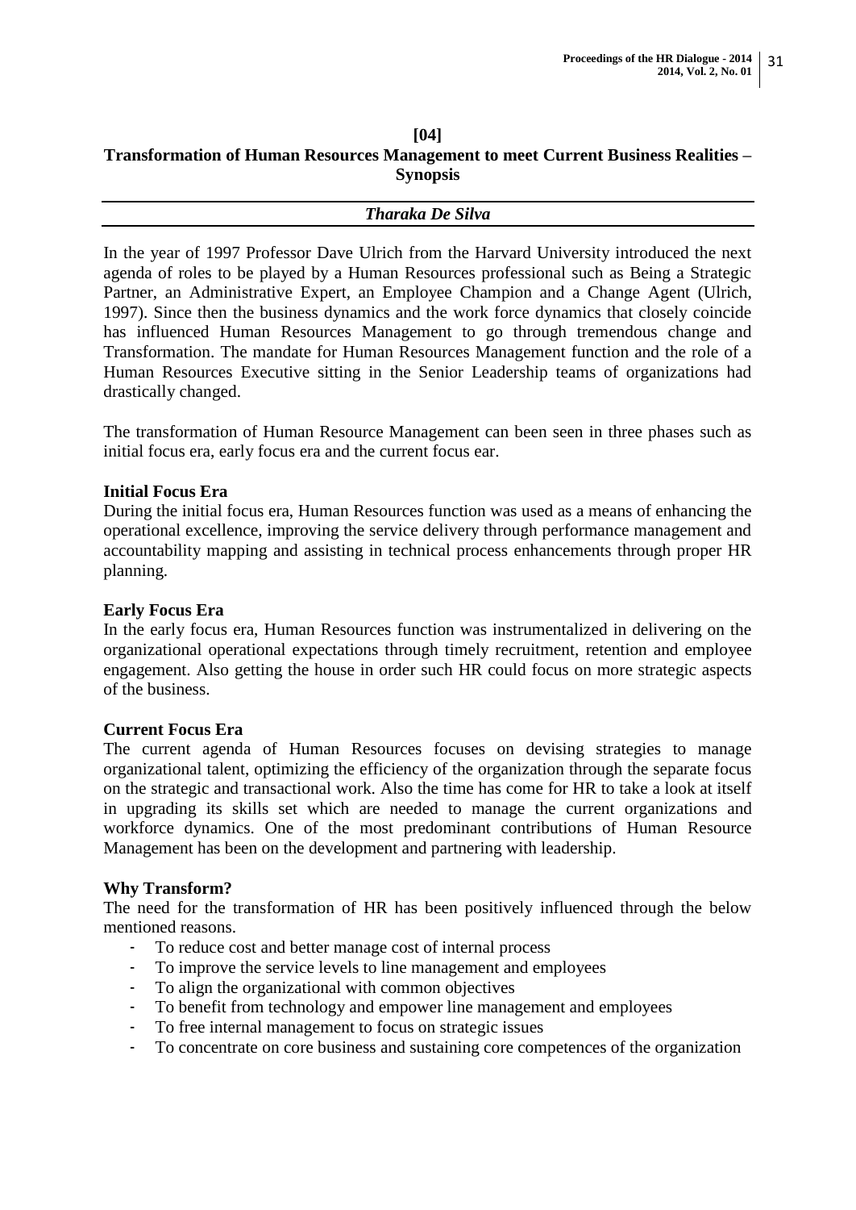**[04]**

# Transformation of Human Resources Management to meet Current Business Realities – Synopsis

***Tharaka De Silva***

In the year of 1997 Professor Dave Ulrich from the Harvard University introduced the next agenda of roles to be played by a Human Resources professional such as Being a Strategic Partner, an Administrative Expert, an Employee Champion and a Change Agent (Ulrich, 1997). Since then the business dynamics and the work force dynamics that closely coincide has influenced Human Resources Management to go through tremendous change and Transformation. The mandate for Human Resources Management function and the role of a Human Resources Executive sitting in the Senior Leadership teams of organizations had drastically changed.

The transformation of Human Resource Management can been seen in three phases such as initial focus era, early focus era and the current focus ear.

**Initial Focus Era**

During the initial focus era, Human Resources function was used as a means of enhancing the operational excellence, improving the service delivery through performance management and accountability mapping and assisting in technical process enhancements through proper HR planning.

**Early Focus Era**

In the early focus era, Human Resources function was instrumentalized in delivering on the organizational operational expectations through timely recruitment, retention and employee engagement. Also getting the house in order such HR could focus on more strategic aspects of the business.

**Current Focus Era**

The current agenda of Human Resources focuses on devising strategies to manage organizational talent, optimizing the efficiency of the organization through the separate focus on the strategic and transactional work. Also the time has come for HR to take a look at itself in upgrading its skills set which are needed to manage the current organizations and workforce dynamics. One of the most predominant contributions of Human Resource Management has been on the development and partnering with leadership.

**Why Transform?**

The need for the transformation of HR has been positively influenced through the below mentioned reasons.

- To reduce cost and better manage cost of internal process
- To improve the service levels to line management and employees
- To align the organizational with common objectives
- To benefit from technology and empower line management and employees
- To free internal management to focus on strategic issues
- To concentrate on core business and sustaining core competences of the organization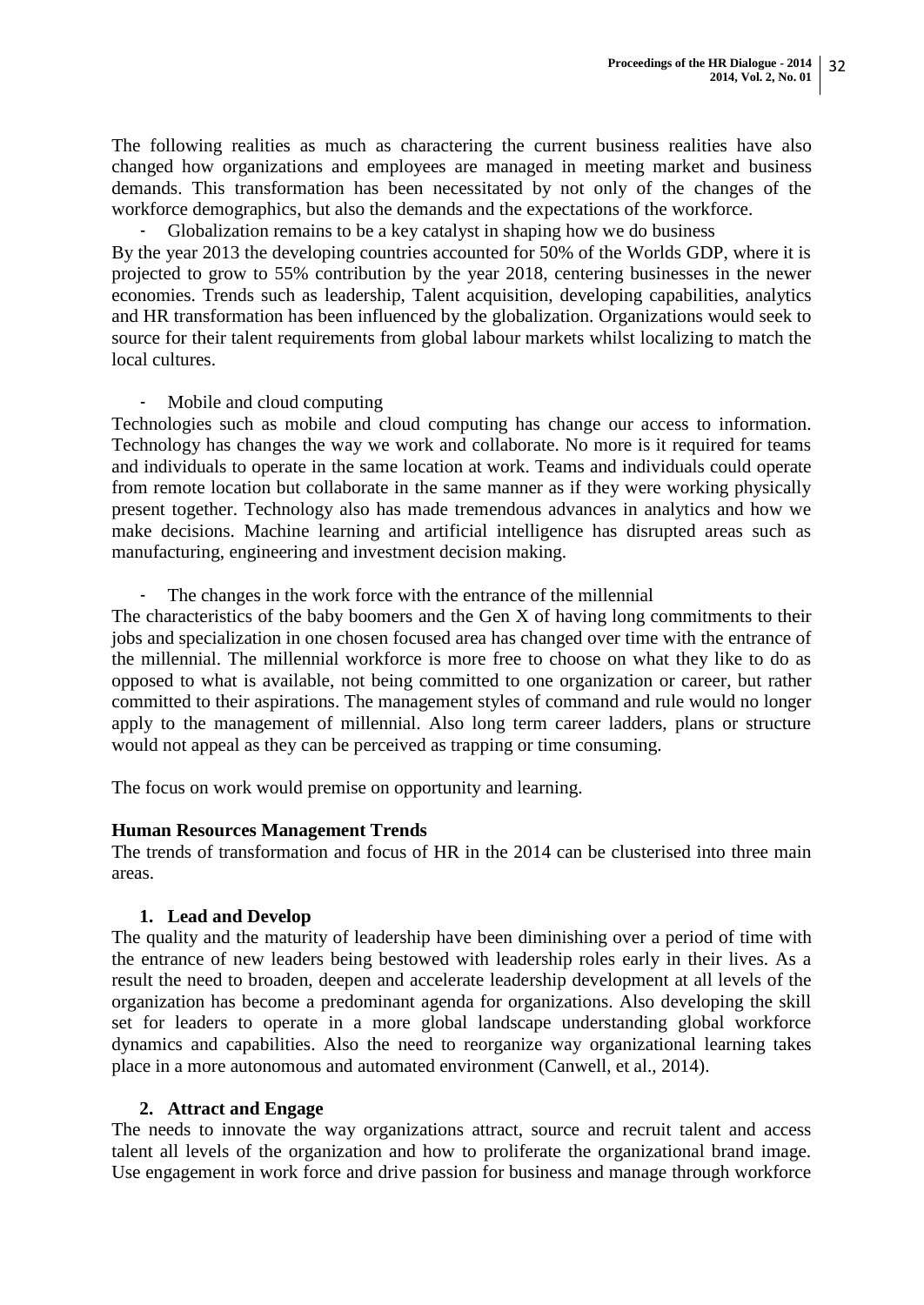The following realities as much as charactering the current business realities have also changed how organizations and employees are managed in meeting market and business demands. This transformation has been necessitated by not only of the changes of the workforce demographics, but also the demands and the expectations of the workforce.

- Globalization remains to be a key catalyst in shaping how we do business

By the year 2013 the developing countries accounted for 50% of the Worlds GDP, where it is projected to grow to 55% contribution by the year 2018, centering businesses in the newer economies. Trends such as leadership, Talent acquisition, developing capabilities, analytics and HR transformation has been influenced by the globalization. Organizations would seek to source for their talent requirements from global labour markets whilst localizing to match the local cultures.

- Mobile and cloud computing

Technologies such as mobile and cloud computing has change our access to information. Technology has changes the way we work and collaborate. No more is it required for teams and individuals to operate in the same location at work. Teams and individuals could operate from remote location but collaborate in the same manner as if they were working physically present together. Technology also has made tremendous advances in analytics and how we make decisions. Machine learning and artificial intelligence has disrupted areas such as manufacturing, engineering and investment decision making.

- The changes in the work force with the entrance of the millennial

The characteristics of the baby boomers and the Gen X of having long commitments to their jobs and specialization in one chosen focused area has changed over time with the entrance of the millennial. The millennial workforce is more free to choose on what they like to do as opposed to what is available, not being committed to one organization or career, but rather committed to their aspirations. The management styles of command and rule would no longer apply to the management of millennial. Also long term career ladders, plans or structure would not appeal as they can be perceived as trapping or time consuming.

The focus on work would premise on opportunity and learning.

**Human Resources Management Trends**

The trends of transformation and focus of HR in the 2014 can be clusterised into three main areas.

1. **Lead and Develop**

The quality and the maturity of leadership have been diminishing over a period of time with the entrance of new leaders being bestowed with leadership roles early in their lives. As a result the need to broaden, deepen and accelerate leadership development at all levels of the organization has become a predominant agenda for organizations. Also developing the skill set for leaders to operate in a more global landscape understanding global workforce dynamics and capabilities. Also the need to reorganize way organizational learning takes place in a more autonomous and automated environment (Canwell, et al., 2014).

2. **Attract and Engage**

The needs to innovate the way organizations attract, source and recruit talent and access talent all levels of the organization and how to proliferate the organizational brand image. Use engagement in work force and drive passion for business and manage through workforce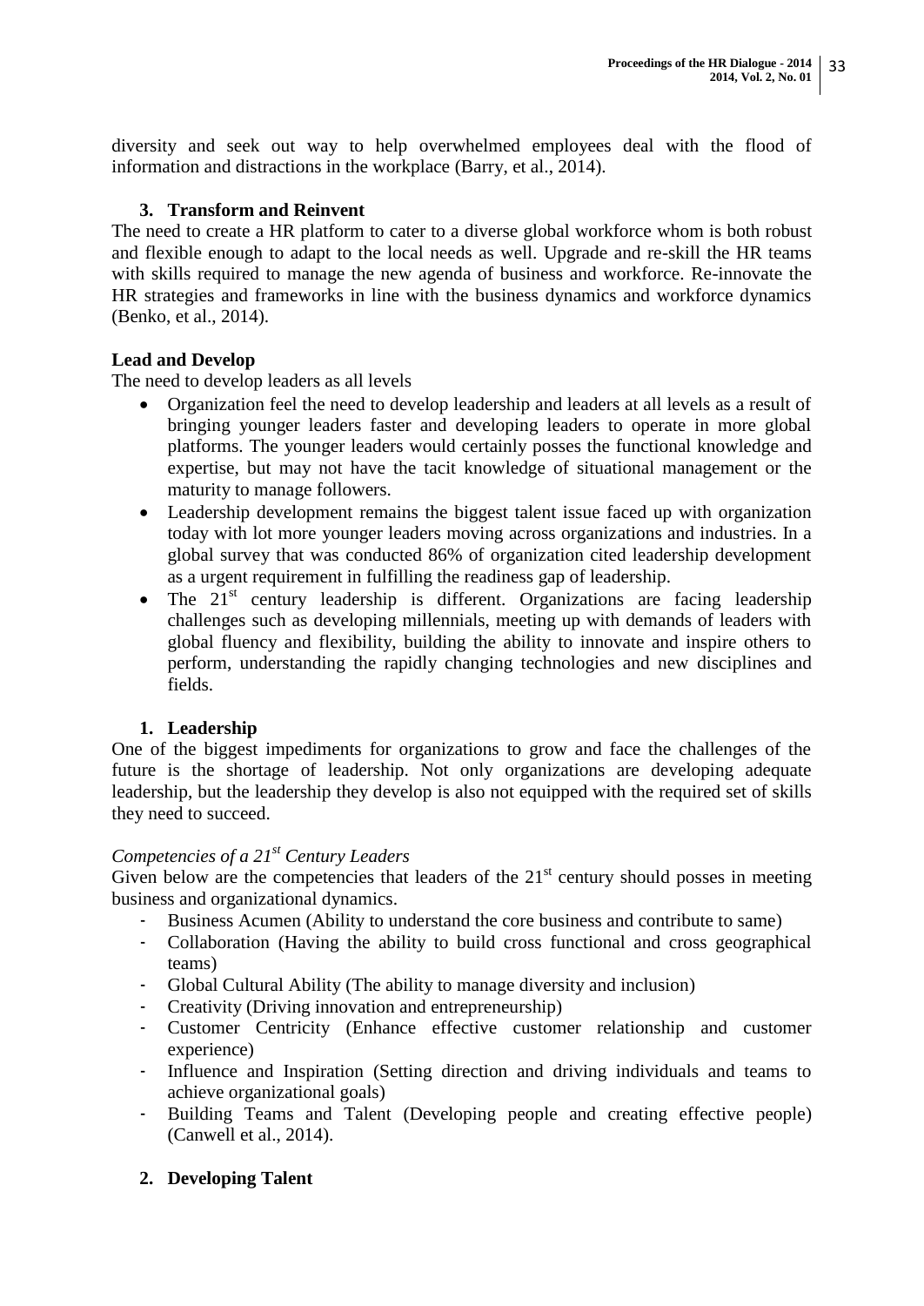diversity and seek out way to help overwhelmed employees deal with the flood of information and distractions in the workplace (Barry, et al., 2014).

3. **Transform and Reinvent**

The need to create a HR platform to cater to a diverse global workforce whom is both robust and flexible enough to adapt to the local needs as well. Upgrade and re-skill the HR teams with skills required to manage the new agenda of business and workforce. Re-innovate the HR strategies and frameworks in line with the business dynamics and workforce dynamics (Benko, et al., 2014).

**Lead and Develop**

The need to develop leaders as all levels

- Organization feel the need to develop leadership and leaders at all levels as a result of bringing younger leaders faster and developing leaders to operate in more global platforms. The younger leaders would certainly posses the functional knowledge and expertise, but may not have the tacit knowledge of situational management or the maturity to manage followers.
- Leadership development remains the biggest talent issue faced up with organization today with lot more younger leaders moving across organizations and industries. In a global survey that was conducted 86% of organization cited leadership development as a urgent requirement in fulfilling the readiness gap of leadership.
- The 21st century leadership is different. Organizations are facing leadership challenges such as developing millennials, meeting up with demands of leaders with global fluency and flexibility, building the ability to innovate and inspire others to perform, understanding the rapidly changing technologies and new disciplines and fields.

1. **Leadership**

One of the biggest impediments for organizations to grow and face the challenges of the future is the shortage of leadership. Not only organizations are developing adequate leadership, but the leadership they develop is also not equipped with the required set of skills they need to succeed.

*Competencies of a 21st Century Leaders*

Given below are the competencies that leaders of the 21st century should posses in meeting business and organizational dynamics.

- Business Acumen (Ability to understand the core business and contribute to same)
- Collaboration (Having the ability to build cross functional and cross geographical teams)
- Global Cultural Ability (The ability to manage diversity and inclusion)
- Creativity (Driving innovation and entrepreneurship)
- Customer Centricity (Enhance effective customer relationship and customer experience)
- Influence and Inspiration (Setting direction and driving individuals and teams to achieve organizational goals)
- Building Teams and Talent (Developing people and creating effective people) (Canwell et al., 2014).

2. **Developing Talent**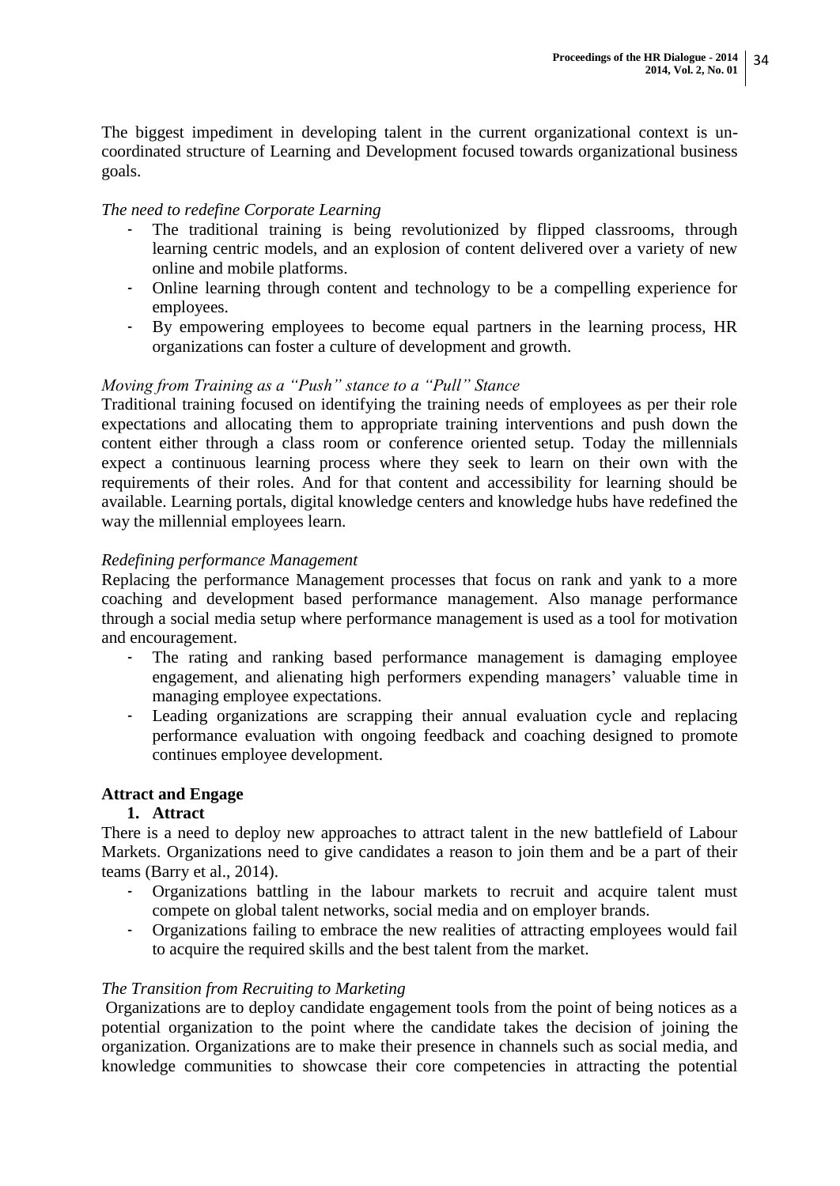The biggest impediment in developing talent in the current organizational context is un-coordinated structure of Learning and Development focused towards organizational business goals.

*The need to redefine Corporate Learning*

- The traditional training is being revolutionized by flipped classrooms, through learning centric models, and an explosion of content delivered over a variety of new online and mobile platforms.
- Online learning through content and technology to be a compelling experience for employees.
- By empowering employees to become equal partners in the learning process, HR organizations can foster a culture of development and growth.

*Moving from Training as a "Push" stance to a "Pull" Stance*

Traditional training focused on identifying the training needs of employees as per their role expectations and allocating them to appropriate training interventions and push down the content either through a class room or conference oriented setup. Today the millennials expect a continuous learning process where they seek to learn on their own with the requirements of their roles. And for that content and accessibility for learning should be available. Learning portals, digital knowledge centers and knowledge hubs have redefined the way the millennial employees learn.

*Redefining performance Management*

Replacing the performance Management processes that focus on rank and yank to a more coaching and development based performance management. Also manage performance through a social media setup where performance management is used as a tool for motivation and encouragement.

- The rating and ranking based performance management is damaging employee engagement, and alienating high performers expending managers' valuable time in managing employee expectations.
- Leading organizations are scrapping their annual evaluation cycle and replacing performance evaluation with ongoing feedback and coaching designed to promote continues employee development.

**Attract and Engage**

**1. Attract**

There is a need to deploy new approaches to attract talent in the new battlefield of Labour Markets. Organizations need to give candidates a reason to join them and be a part of their teams (Barry et al., 2014).

- Organizations battling in the labour markets to recruit and acquire talent must compete on global talent networks, social media and on employer brands.
- Organizations failing to embrace the new realities of attracting employees would fail to acquire the required skills and the best talent from the market.

*The Transition from Recruiting to Marketing*

Organizations are to deploy candidate engagement tools from the point of being notices as a potential organization to the point where the candidate takes the decision of joining the organization. Organizations are to make their presence in channels such as social media, and knowledge communities to showcase their core competencies in attracting the potential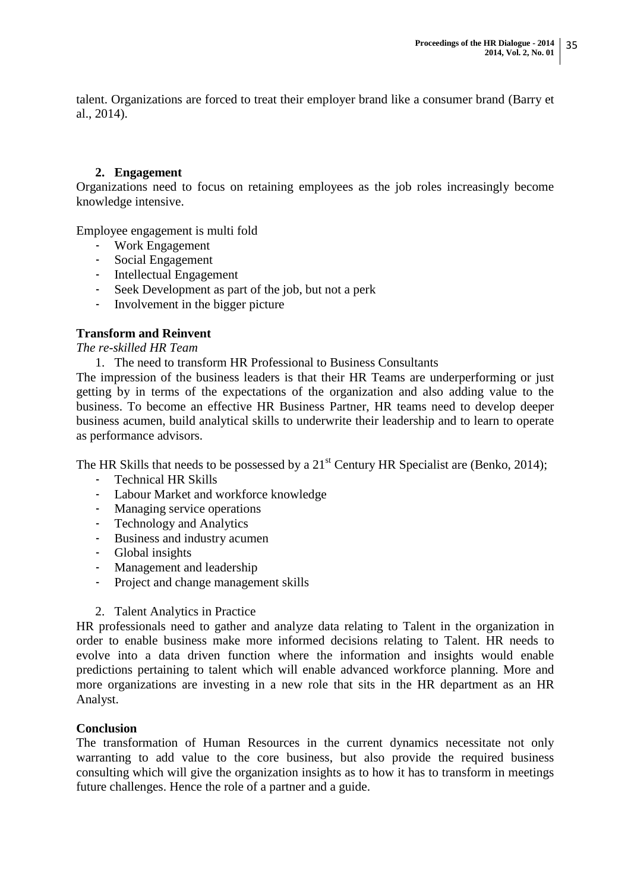talent. Organizations are forced to treat their employer brand like a consumer brand (Barry et al., 2014).

2. **Engagement**

Organizations need to focus on retaining employees as the job roles increasingly become knowledge intensive.

Employee engagement is multi fold

- Work Engagement
- Social Engagement
- Intellectual Engagement
- Seek Development as part of the job, but not a perk
- Involvement in the bigger picture

**Transform and Reinvent**

*The re-skilled HR Team*

1. The need to transform HR Professional to Business Consultants

The impression of the business leaders is that their HR Teams are underperforming or just getting by in terms of the expectations of the organization and also adding value to the business. To become an effective HR Business Partner, HR teams need to develop deeper business acumen, build analytical skills to underwrite their leadership and to learn to operate as performance advisors.

The HR Skills that needs to be possessed by a 21st Century HR Specialist are (Benko, 2014);

- Technical HR Skills
- Labour Market and workforce knowledge
- Managing service operations
- Technology and Analytics
- Business and industry acumen
- Global insights
- Management and leadership
- Project and change management skills

2. Talent Analytics in Practice

HR professionals need to gather and analyze data relating to Talent in the organization in order to enable business make more informed decisions relating to Talent. HR needs to evolve into a data driven function where the information and insights would enable predictions pertaining to talent which will enable advanced workforce planning. More and more organizations are investing in a new role that sits in the HR department as an HR Analyst.

**Conclusion**

The transformation of Human Resources in the current dynamics necessitate not only warranting to add value to the core business, but also provide the required business consulting which will give the organization insights as to how it has to transform in meetings future challenges. Hence the role of a partner and a guide.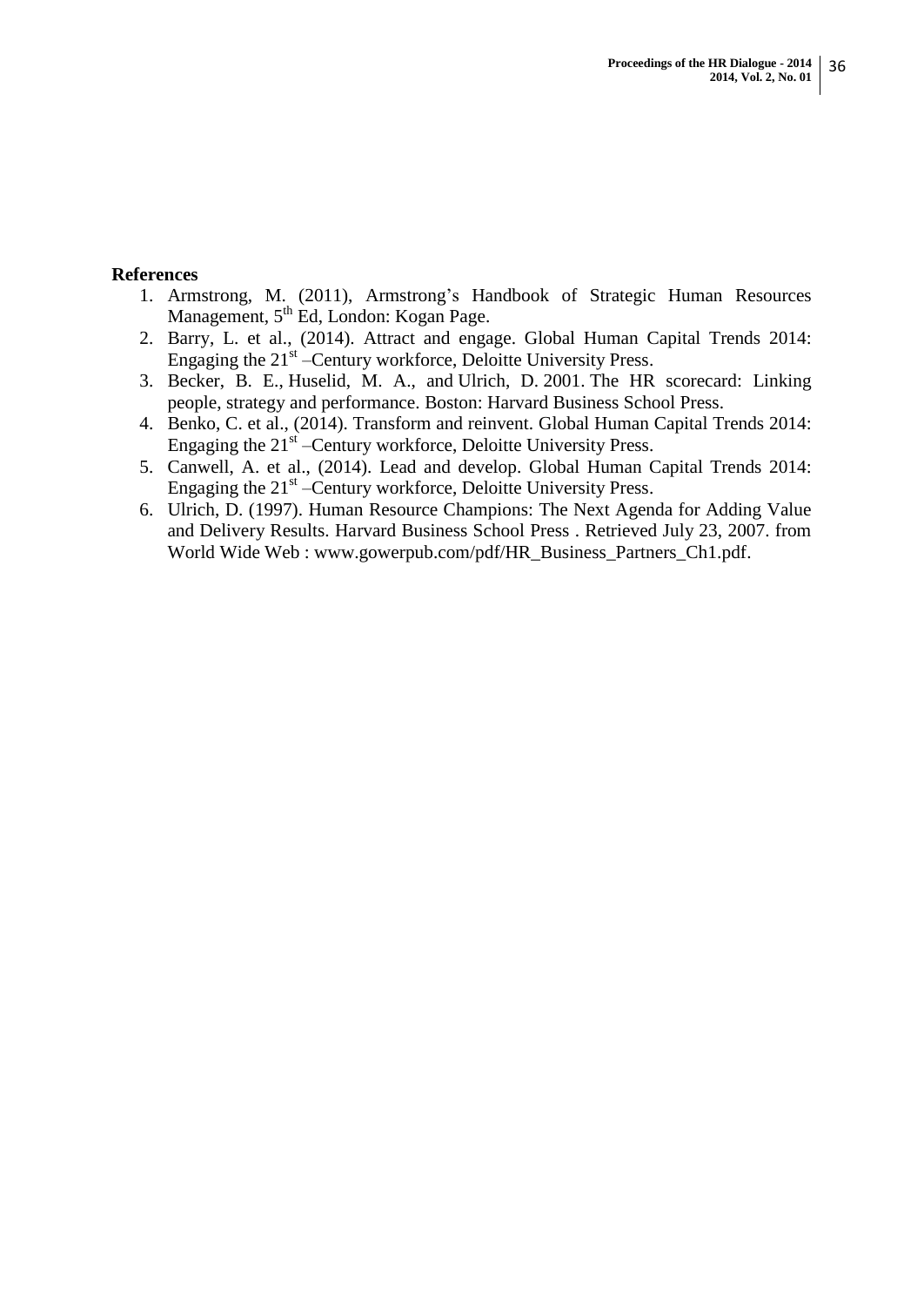## References

1. Armstrong, M. (2011), Armstrong's Handbook of Strategic Human Resources Management, 5th Ed, London: Kogan Page.
2. Barry, L. et al., (2014). Attract and engage. Global Human Capital Trends 2014: Engaging the 21st –Century workforce, Deloitte University Press.
3. Becker, B. E., Huselid, M. A., and Ulrich, D. 2001. The HR scorecard: Linking people, strategy and performance. Boston: Harvard Business School Press.
4. Benko, C. et al., (2014). Transform and reinvent. Global Human Capital Trends 2014: Engaging the 21st –Century workforce, Deloitte University Press.
5. Canwell, A. et al., (2014). Lead and develop. Global Human Capital Trends 2014: Engaging the 21st –Century workforce, Deloitte University Press.
6. Ulrich, D. (1997). Human Resource Champions: The Next Agenda for Adding Value and Delivery Results. Harvard Business School Press . Retrieved July 23, 2007. from World Wide Web : www.gowerpub.com/pdf/HR_Business_Partners_Ch1.pdf.